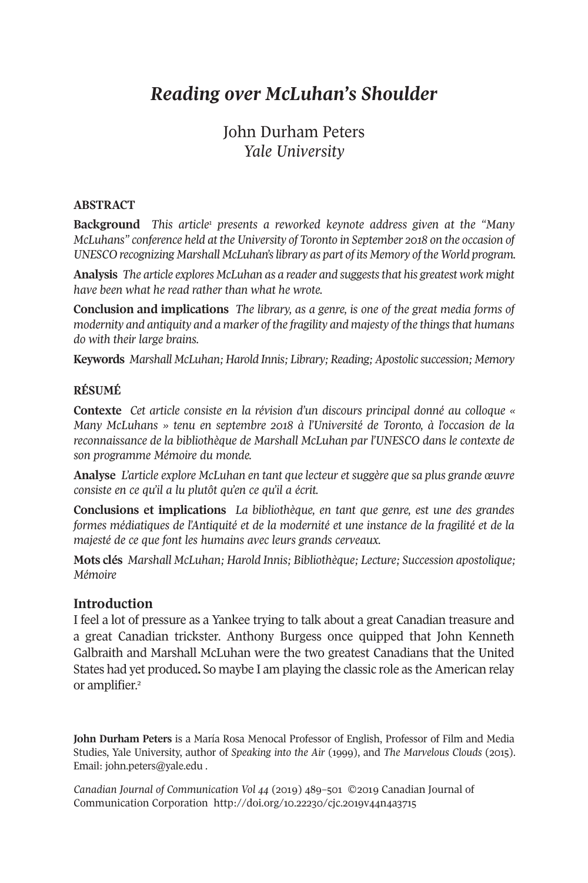# *Reading over McLuhan's Shoulder*

John Durham Peters
*Yale University*

### ABSTRACT

**Background** *This article[1] presents a reworked keynote address given at the "Many McLuhans" conference held at the University of Toronto in September 2018 on the occasion of UNESCO recognizing Marshall McLuhan's library as part of its Memory of the World program.*

**Analysis** *The article explores McLuhan as a reader and suggests that his greatest work might have been what he read rather than what he wrote.*

**Conclusion and implications** *The library, as a genre, is one of the great media forms of modernity and antiquity and a marker of the fragility and majesty of the things that humans do with their large brains.*

**Keywords** *Marshall McLuhan; Harold Innis; Library; Reading; Apostolic succession; Memory*

### RÉSUMÉ

**Contexte** *Cet article consiste en la révision d'un discours principal donné au colloque « Many McLuhans » tenu en septembre 2018 à l'Université de Toronto, à l'occasion de la reconnaissance de la bibliothèque de Marshall McLuhan par l'UNESCO dans le contexte de son programme Mémoire du monde.*

**Analyse** *L'article explore McLuhan en tant que lecteur et suggère que sa plus grande œuvre consiste en ce qu'il a lu plutôt qu'en ce qu'il a écrit.*

**Conclusions et implications** *La bibliothèque, en tant que genre, est une des grandes formes médiatiques de l'Antiquité et de la modernité et une instance de la fragilité et de la majesté de ce que font les humains avec leurs grands cerveaux.*

**Mots clés** *Marshall McLuhan; Harold Innis; Bibliothèque; Lecture; Succession apostolique; Mémoire*

## Introduction

I feel a lot of pressure as a Yankee trying to talk about a great Canadian treasure and a great Canadian trickster. Anthony Burgess once quipped that John Kenneth Galbraith and Marshall McLuhan were the two greatest Canadians that the United States had yet produced**.** So maybe I am playing the classic role as the American relay or amplifier.[2]

---

**John Durham Peters** is a María Rosa Menocal Professor of English, Professor of Film and Media Studies, Yale University, author of *Speaking into the Air* (1999), and *The Marvelous Clouds* (2015). Email: john.peters@yale.edu .

*Canadian Journal of Communication Vol 44* (2019) 489–501 ©2019 Canadian Journal of Communication Corporation http://doi.org/10.22230/cjc.2019v44n4a3715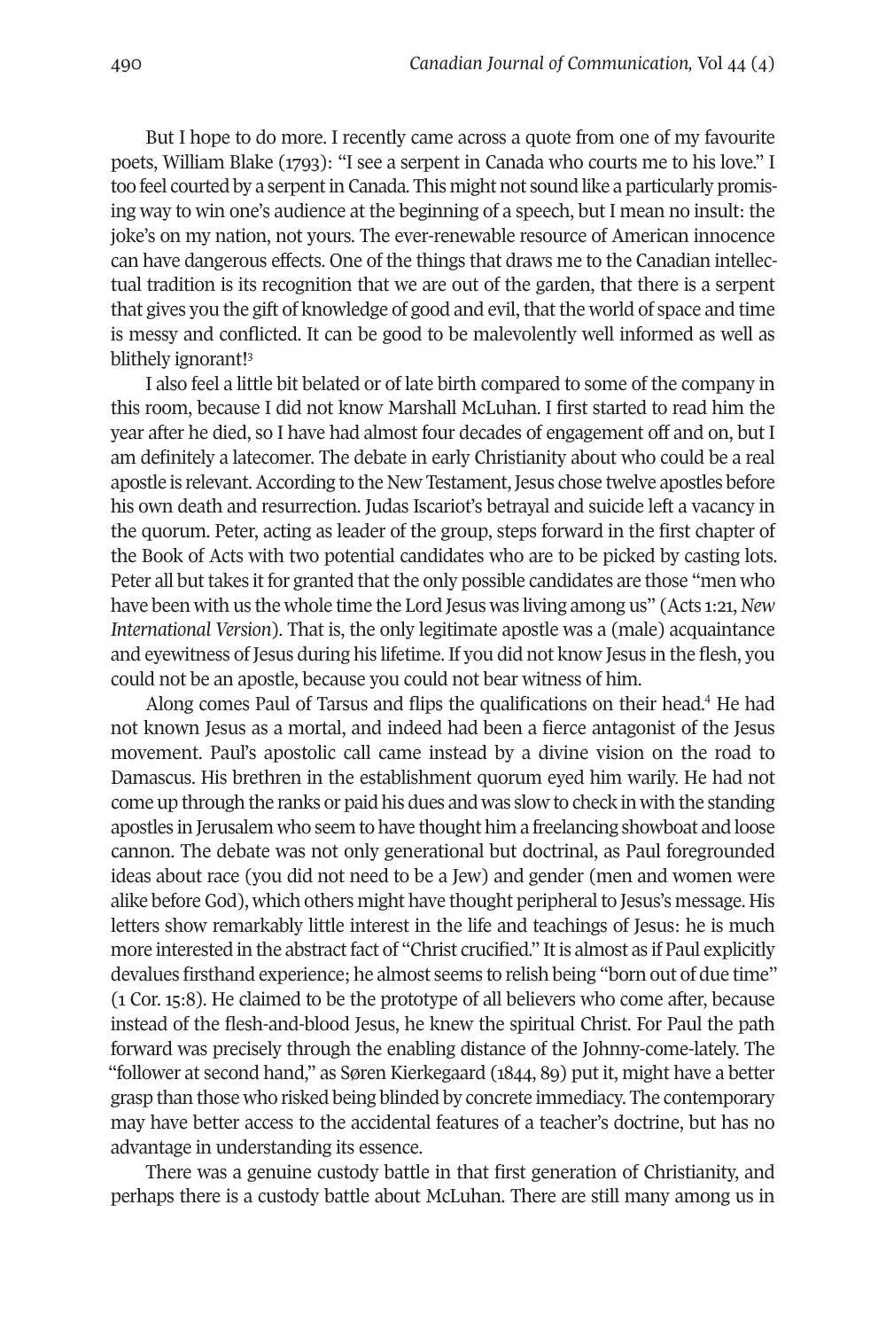But I hope to do more. I recently came across a quote from one of my favourite poets, William Blake (1793): "I see a serpent in Canada who courts me to his love." I too feel courted by a serpent in Canada. This might not sound like a particularly promising way to win one's audience at the beginning of a speech, but I mean no insult: the joke's on my nation, not yours. The ever-renewable resource of American innocence can have dangerous effects. One of the things that draws me to the Canadian intellectual tradition is its recognition that we are out of the garden, that there is a serpent that gives you the gift of knowledge of good and evil, that the world of space and time is messy and conflicted. It can be good to be malevolently well informed as well as blithely ignorant![3]

I also feel a little bit belated or of late birth compared to some of the company in this room, because I did not know Marshall McLuhan. I first started to read him the year after he died, so I have had almost four decades of engagement off and on, but I am definitely a latecomer. The debate in early Christianity about who could be a real apostle is relevant. According to the New Testament, Jesus chose twelve apostles before his own death and resurrection. Judas Iscariot's betrayal and suicide left a vacancy in the quorum. Peter, acting as leader of the group, steps forward in the first chapter of the Book of Acts with two potential candidates who are to be picked by casting lots. Peter all but takes it for granted that the only possible candidates are those "men who have been with us the whole time the Lord Jesus was living among us" (Acts 1:21, *New International Version*). That is, the only legitimate apostle was a (male) acquaintance and eyewitness of Jesus during his lifetime. If you did not know Jesus in the flesh, you could not be an apostle, because you could not bear witness of him.

Along comes Paul of Tarsus and flips the qualifications on their head.[4] He had not known Jesus as a mortal, and indeed had been a fierce antagonist of the Jesus movement. Paul's apostolic call came instead by a divine vision on the road to Damascus. His brethren in the establishment quorum eyed him warily. He had not come up through the ranks or paid his dues and was slow to check in with the standing apostles in Jerusalem who seem to have thought him a freelancing showboat and loose cannon. The debate was not only generational but doctrinal, as Paul foregrounded ideas about race (you did not need to be a Jew) and gender (men and women were alike before God), which others might have thought peripheral to Jesus's message. His letters show remarkably little interest in the life and teachings of Jesus: he is much more interested in the abstract fact of "Christ crucified." It is almost as if Paul explicitly devalues firsthand experience; he almost seems to relish being "born out of due time" (1 Cor. 15:8). He claimed to be the prototype of all believers who come after, because instead of the flesh-and-blood Jesus, he knew the spiritual Christ. For Paul the path forward was precisely through the enabling distance of the Johnny-come-lately. The "follower at second hand," as Søren Kierkegaard (1844, 89) put it, might have a better grasp than those who risked being blinded by concrete immediacy. The contemporary may have better access to the accidental features of a teacher's doctrine, but has no advantage in understanding its essence.

There was a genuine custody battle in that first generation of Christianity, and perhaps there is a custody battle about McLuhan. There are still many among us in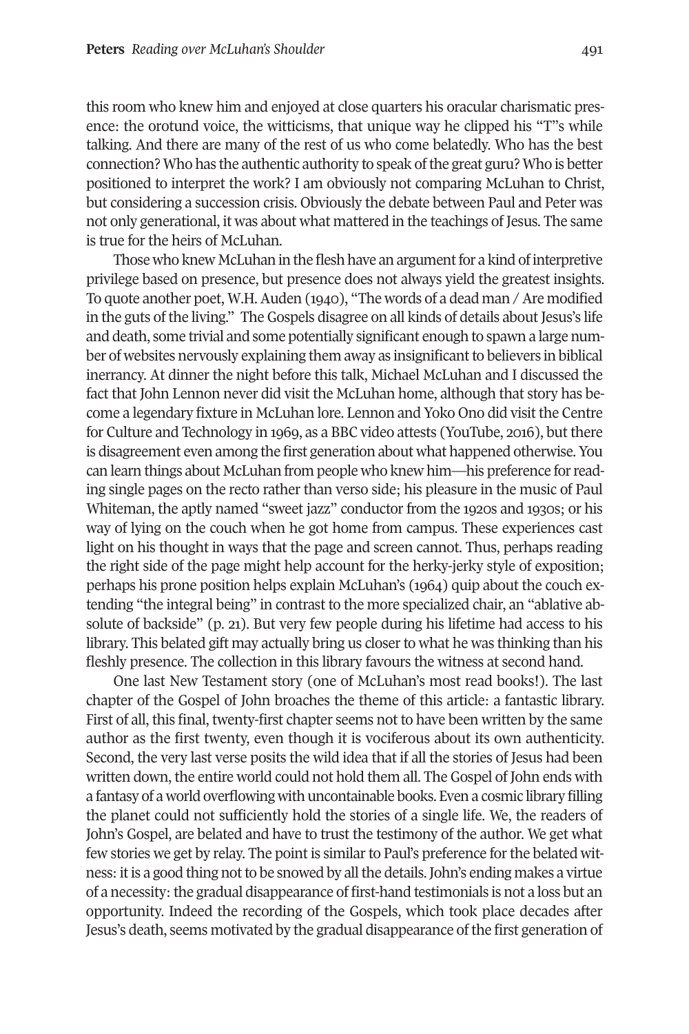this room who knew him and enjoyed at close quarters his oracular charismatic presence: the orotund voice, the witticisms, that unique way he clipped his "T"s while talking. And there are many of the rest of us who come belatedly. Who has the best connection? Who has the authentic authority to speak of the great guru? Who is better positioned to interpret the work? I am obviously not comparing McLuhan to Christ, but considering a succession crisis. Obviously the debate between Paul and Peter was not only generational, it was about what mattered in the teachings of Jesus. The same is true for the heirs of McLuhan.

Those who knew McLuhan in the flesh have an argument for a kind of interpretive privilege based on presence, but presence does not always yield the greatest insights. To quote another poet, W.H. Auden (1940), "The words of a dead man / Are modified in the guts of the living." The Gospels disagree on all kinds of details about Jesus's life and death, some trivial and some potentially significant enough to spawn a large number of websites nervously explaining them away as insignificant to believers in biblical inerrancy. At dinner the night before this talk, Michael McLuhan and I discussed the fact that John Lennon never did visit the McLuhan home, although that story has become a legendary fixture in McLuhan lore. Lennon and Yoko Ono did visit the Centre for Culture and Technology in 1969, as a BBC video attests (YouTube, 2016), but there is disagreement even among the first generation about what happened otherwise. You can learn things about McLuhan from people who knew him—his preference for reading single pages on the recto rather than verso side; his pleasure in the music of Paul Whiteman, the aptly named "sweet jazz" conductor from the 1920s and 1930s; or his way of lying on the couch when he got home from campus. These experiences cast light on his thought in ways that the page and screen cannot. Thus, perhaps reading the right side of the page might help account for the herky-jerky style of exposition; perhaps his prone position helps explain McLuhan's (1964) quip about the couch extending "the integral being" in contrast to the more specialized chair, an "ablative absolute of backside" (p. 21). But very few people during his lifetime had access to his library. This belated gift may actually bring us closer to what he was thinking than his fleshly presence. The collection in this library favours the witness at second hand.

One last New Testament story (one of McLuhan's most read books!). The last chapter of the Gospel of John broaches the theme of this article: a fantastic library. First of all, this final, twenty-first chapter seems not to have been written by the same author as the first twenty, even though it is vociferous about its own authenticity. Second, the very last verse posits the wild idea that if all the stories of Jesus had been written down, the entire world could not hold them all. The Gospel of John ends with a fantasy of a world overflowing with uncontainable books. Even a cosmic library filling the planet could not sufficiently hold the stories of a single life. We, the readers of John's Gospel, are belated and have to trust the testimony of the author. We get what few stories we get by relay. The point is similar to Paul's preference for the belated witness: it is a good thing not to be snowed by all the details. John's ending makes a virtue of a necessity: the gradual disappearance of first-hand testimonials is not a loss but an opportunity. Indeed the recording of the Gospels, which took place decades after Jesus's death, seems motivated by the gradual disappearance of the first generation of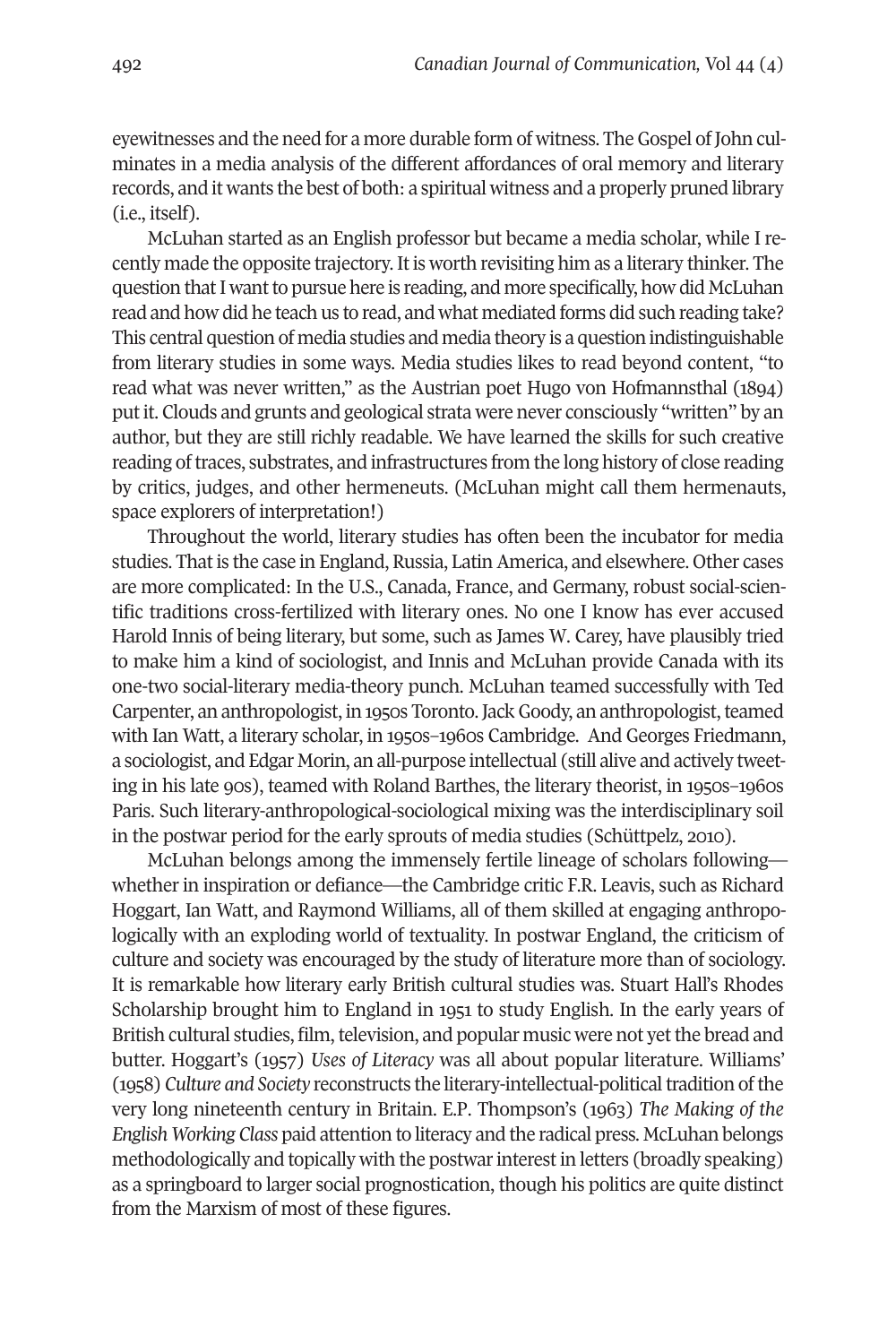eyewitnesses and the need for a more durable form of witness. The Gospel of John culminates in a media analysis of the different affordances of oral memory and literary records, and it wants the best of both: a spiritual witness and a properly pruned library (i.e., itself).

McLuhan started as an English professor but became a media scholar, while I recently made the opposite trajectory. It is worth revisiting him as a literary thinker. The question that I want to pursue here is reading, and more specifically, how did McLuhan read and how did he teach us to read, and what mediated forms did such reading take? This central question of media studies and media theory is a question indistinguishable from literary studies in some ways. Media studies likes to read beyond content, "to read what was never written," as the Austrian poet Hugo von Hofmannsthal (1894) put it. Clouds and grunts and geological strata were never consciously "written" by an author, but they are still richly readable. We have learned the skills for such creative reading of traces, substrates, and infrastructures from the long history of close reading by critics, judges, and other hermeneuts. (McLuhan might call them hermenauts, space explorers of interpretation!)

Throughout the world, literary studies has often been the incubator for media studies. That is the case in England, Russia, Latin America, and elsewhere. Other cases are more complicated: In the U.S., Canada, France, and Germany, robust social-scientific traditions cross-fertilized with literary ones. No one I know has ever accused Harold Innis of being literary, but some, such as James W. Carey, have plausibly tried to make him a kind of sociologist, and Innis and McLuhan provide Canada with its one-two social-literary media-theory punch. McLuhan teamed successfully with Ted Carpenter, an anthropologist, in 1950s Toronto. Jack Goody, an anthropologist, teamed with Ian Watt, a literary scholar, in 1950s–1960s Cambridge. And Georges Friedmann, a sociologist, and Edgar Morin, an all-purpose intellectual (still alive and actively tweeting in his late 90s), teamed with Roland Barthes, the literary theorist, in 1950s–1960s Paris. Such literary-anthropological-sociological mixing was the interdisciplinary soil in the postwar period for the early sprouts of media studies (Schüttpelz, 2010).

McLuhan belongs among the immensely fertile lineage of scholars following—whether in inspiration or defiance—the Cambridge critic F.R. Leavis, such as Richard Hoggart, Ian Watt, and Raymond Williams, all of them skilled at engaging anthropologically with an exploding world of textuality. In postwar England, the criticism of culture and society was encouraged by the study of literature more than of sociology. It is remarkable how literary early British cultural studies was. Stuart Hall's Rhodes Scholarship brought him to England in 1951 to study English. In the early years of British cultural studies, film, television, and popular music were not yet the bread and butter. Hoggart's (1957) *Uses of Literacy* was all about popular literature. Williams' (1958) *Culture and Society* reconstructs the literary-intellectual-political tradition of the very long nineteenth century in Britain. E.P. Thompson's (1963) *The Making of the English Working Class* paid attention to literacy and the radical press. McLuhan belongs methodologically and topically with the postwar interest in letters (broadly speaking) as a springboard to larger social prognostication, though his politics are quite distinct from the Marxism of most of these figures.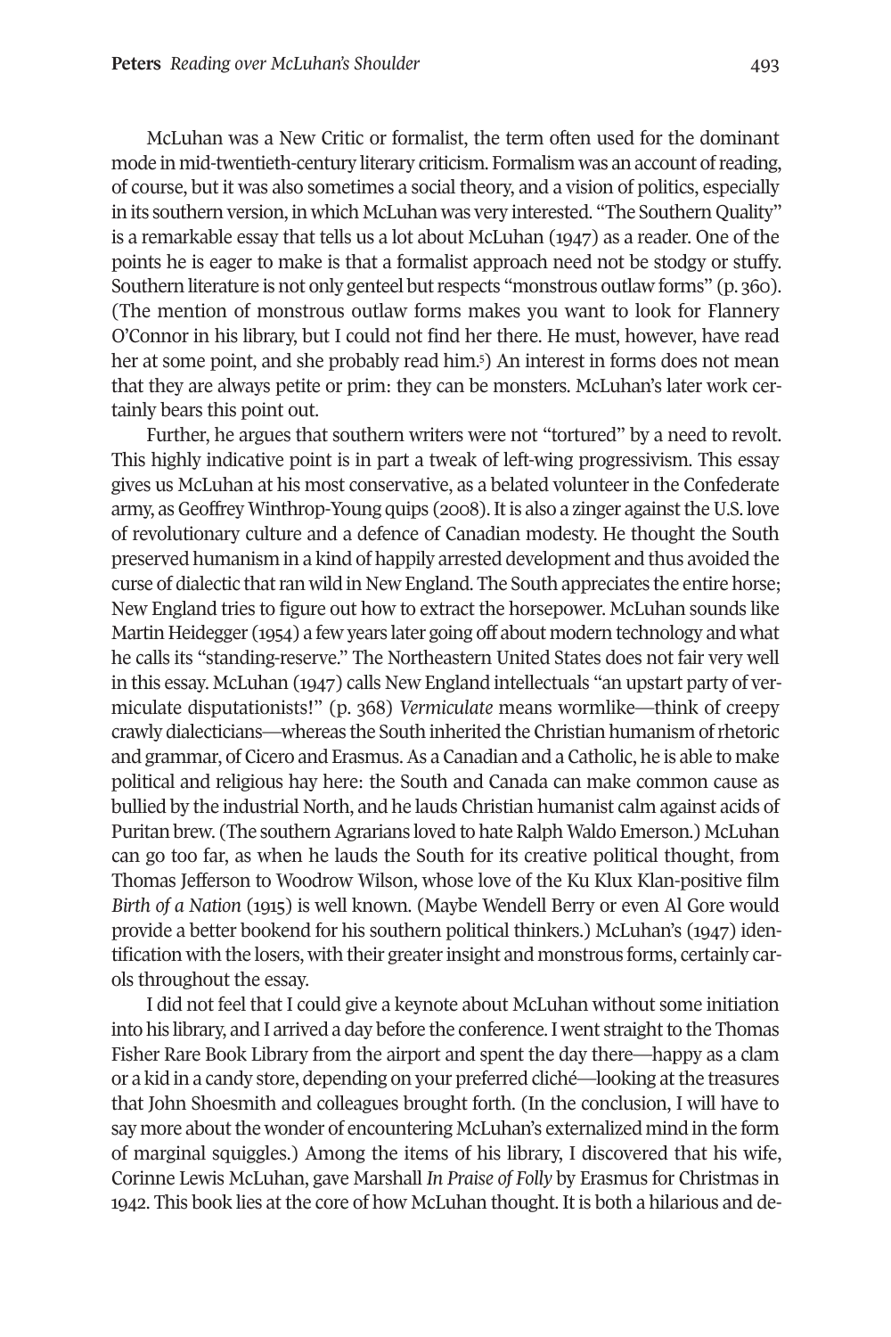McLuhan was a New Critic or formalist, the term often used for the dominant mode in mid-twentieth-century literary criticism. Formalism was an account of reading, of course, but it was also sometimes a social theory, and a vision of politics, especially in its southern version, in which McLuhan was very interested. "The Southern Quality" is a remarkable essay that tells us a lot about McLuhan (1947) as a reader. One of the points he is eager to make is that a formalist approach need not be stodgy or stuffy. Southern literature is not only genteel but respects "monstrous outlaw forms" (p. 360). (The mention of monstrous outlaw forms makes you want to look for Flannery O'Connor in his library, but I could not find her there. He must, however, have read her at some point, and she probably read him.[5]) An interest in forms does not mean that they are always petite or prim: they can be monsters. McLuhan's later work certainly bears this point out.

Further, he argues that southern writers were not "tortured" by a need to revolt. This highly indicative point is in part a tweak of left-wing progressivism. This essay gives us McLuhan at his most conservative, as a belated volunteer in the Confederate army, as Geoffrey Winthrop-Young quips (2008). It is also a zinger against the U.S. love of revolutionary culture and a defence of Canadian modesty. He thought the South preserved humanism in a kind of happily arrested development and thus avoided the curse of dialectic that ran wild in New England. The South appreciates the entire horse; New England tries to figure out how to extract the horsepower. McLuhan sounds like Martin Heidegger (1954) a few years later going off about modern technology and what he calls its "standing-reserve." The Northeastern United States does not fair very well in this essay. McLuhan (1947) calls New England intellectuals "an upstart party of vermiculate disputationists!" (p. 368) *Vermiculate* means wormlike—think of creepy crawly dialecticians—whereas the South inherited the Christian humanism of rhetoric and grammar, of Cicero and Erasmus. As a Canadian and a Catholic, he is able to make political and religious hay here: the South and Canada can make common cause as bullied by the industrial North, and he lauds Christian humanist calm against acids of Puritan brew. (The southern Agrarians loved to hate Ralph Waldo Emerson.) McLuhan can go too far, as when he lauds the South for its creative political thought, from Thomas Jefferson to Woodrow Wilson, whose love of the Ku Klux Klan-positive film *Birth of a Nation* (1915) is well known. (Maybe Wendell Berry or even Al Gore would provide a better bookend for his southern political thinkers.) McLuhan's (1947) identification with the losers, with their greater insight and monstrous forms, certainly carols throughout the essay.

I did not feel that I could give a keynote about McLuhan without some initiation into his library, and I arrived a day before the conference. I went straight to the Thomas Fisher Rare Book Library from the airport and spent the day there—happy as a clam or a kid in a candy store, depending on your preferred cliché—looking at the treasures that John Shoesmith and colleagues brought forth. (In the conclusion, I will have to say more about the wonder of encountering McLuhan's externalized mind in the form of marginal squiggles.) Among the items of his library, I discovered that his wife, Corinne Lewis McLuhan, gave Marshall *In Praise of Folly* by Erasmus for Christmas in 1942. This book lies at the core of how McLuhan thought. It is both a hilarious and de-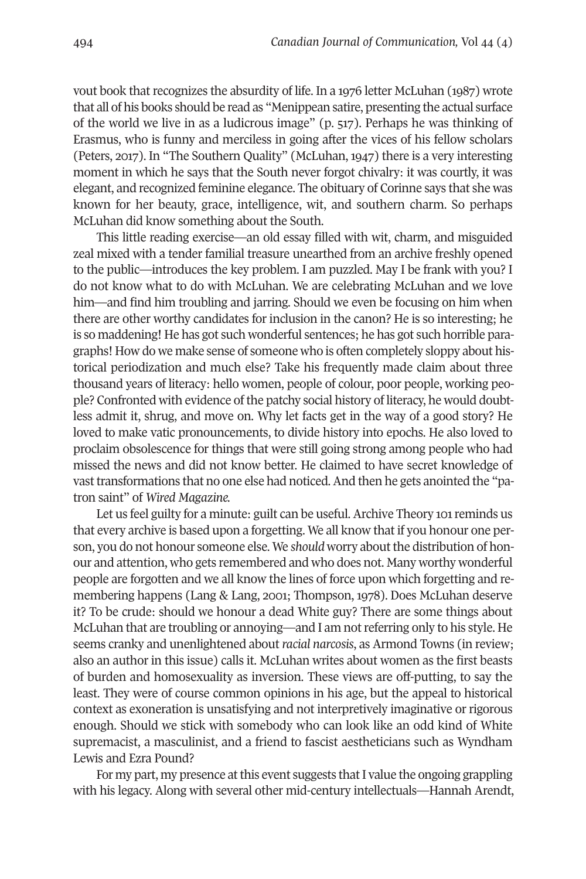vout book that recognizes the absurdity of life. In a 1976 letter McLuhan (1987) wrote that all of his books should be read as "Menippean satire, presenting the actual surface of the world we live in as a ludicrous image" (p. 517). Perhaps he was thinking of Erasmus, who is funny and merciless in going after the vices of his fellow scholars (Peters, 2017). In "The Southern Quality" (McLuhan, 1947) there is a very interesting moment in which he says that the South never forgot chivalry: it was courtly, it was elegant, and recognized feminine elegance. The obituary of Corinne says that she was known for her beauty, grace, intelligence, wit, and southern charm. So perhaps McLuhan did know something about the South.

This little reading exercise—an old essay filled with wit, charm, and misguided zeal mixed with a tender familial treasure unearthed from an archive freshly opened to the public—introduces the key problem. I am puzzled. May I be frank with you? I do not know what to do with McLuhan. We are celebrating McLuhan and we love him—and find him troubling and jarring. Should we even be focusing on him when there are other worthy candidates for inclusion in the canon? He is so interesting; he is so maddening! He has got such wonderful sentences; he has got such horrible paragraphs! How do we make sense of someone who is often completely sloppy about historical periodization and much else? Take his frequently made claim about three thousand years of literacy: hello women, people of colour, poor people, working people? Confronted with evidence of the patchy social history of literacy, he would doubtless admit it, shrug, and move on. Why let facts get in the way of a good story? He loved to make vatic pronouncements, to divide history into epochs. He also loved to proclaim obsolescence for things that were still going strong among people who had missed the news and did not know better. He claimed to have secret knowledge of vast transformations that no one else had noticed. And then he gets anointed the "patron saint" of *Wired Magazine.*

Let us feel guilty for a minute: guilt can be useful. Archive Theory 101 reminds us that every archive is based upon a forgetting. We all know that if you honour one person, you do not honour someone else. We *should* worry about the distribution of honour and attention, who gets remembered and who does not. Many worthy wonderful people are forgotten and we all know the lines of force upon which forgetting and remembering happens (Lang & Lang, 2001; Thompson, 1978). Does McLuhan deserve it? To be crude: should we honour a dead White guy? There are some things about McLuhan that are troubling or annoying—and I am not referring only to his style. He seems cranky and unenlightened about *racial narcosis*, as Armond Towns (in review; also an author in this issue) calls it. McLuhan writes about women as the first beasts of burden and homosexuality as inversion. These views are off-putting, to say the least. They were of course common opinions in his age, but the appeal to historical context as exoneration is unsatisfying and not interpretively imaginative or rigorous enough. Should we stick with somebody who can look like an odd kind of White supremacist, a masculinist, and a friend to fascist aestheticians such as Wyndham Lewis and Ezra Pound?

For my part, my presence at this event suggests that I value the ongoing grappling with his legacy. Along with several other mid-century intellectuals—Hannah Arendt,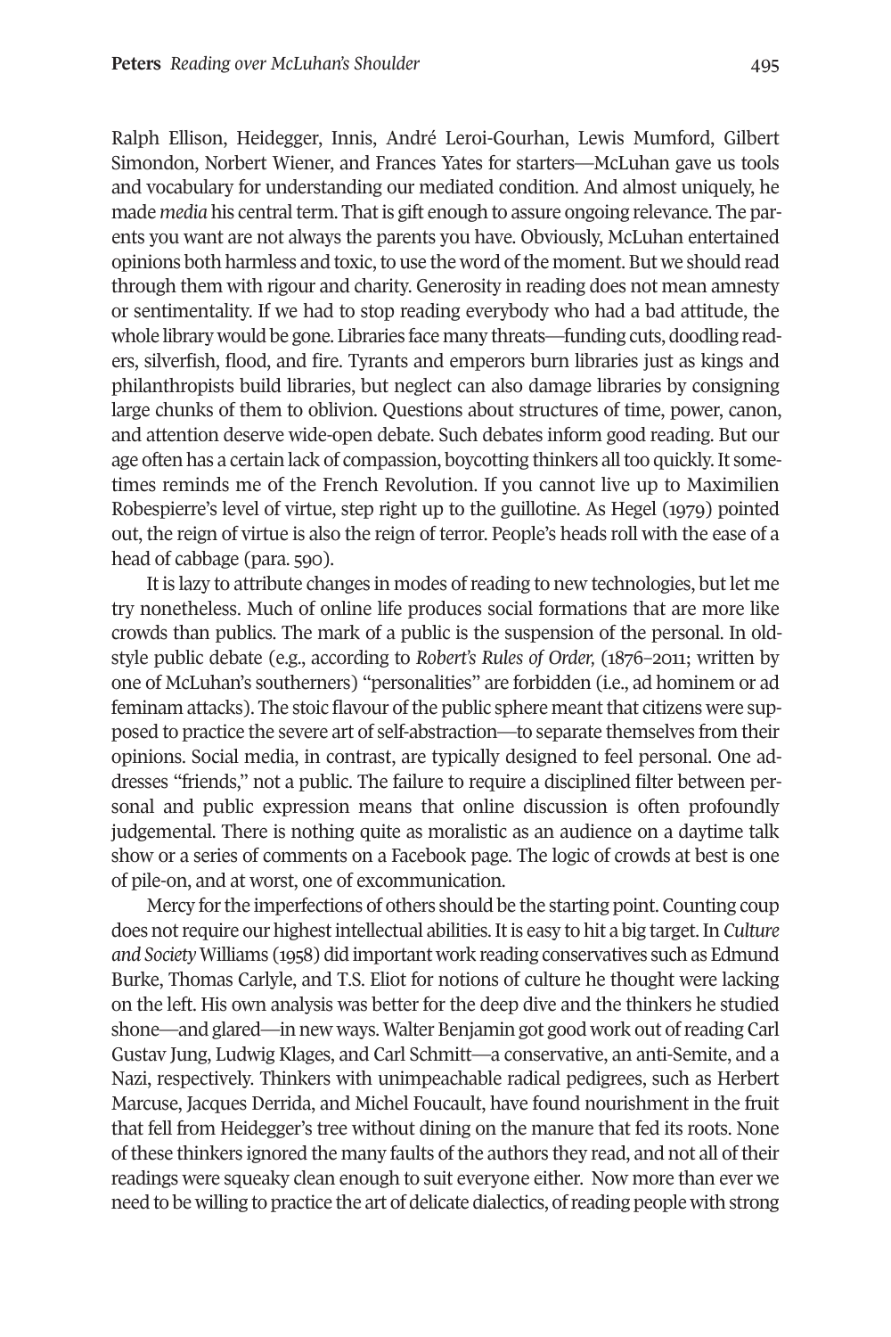Ralph Ellison, Heidegger, Innis, André Leroi-Gourhan, Lewis Mumford, Gilbert Simondon, Norbert Wiener, and Frances Yates for starters—McLuhan gave us tools and vocabulary for understanding our mediated condition. And almost uniquely, he made *media* his central term. That is gift enough to assure ongoing relevance. The parents you want are not always the parents you have. Obviously, McLuhan entertained opinions both harmless and toxic, to use the word of the moment. But we should read through them with rigour and charity. Generosity in reading does not mean amnesty or sentimentality. If we had to stop reading everybody who had a bad attitude, the whole library would be gone. Libraries face many threats—funding cuts, doodling readers, silverfish, flood, and fire. Tyrants and emperors burn libraries just as kings and philanthropists build libraries, but neglect can also damage libraries by consigning large chunks of them to oblivion. Questions about structures of time, power, canon, and attention deserve wide-open debate. Such debates inform good reading. But our age often has a certain lack of compassion, boycotting thinkers all too quickly. It sometimes reminds me of the French Revolution. If you cannot live up to Maximilien Robespierre's level of virtue, step right up to the guillotine. As Hegel (1979) pointed out, the reign of virtue is also the reign of terror. People's heads roll with the ease of a head of cabbage (para. 590).

It is lazy to attribute changes in modes of reading to new technologies, but let me try nonetheless. Much of online life produces social formations that are more like crowds than publics. The mark of a public is the suspension of the personal. In old-style public debate (e.g., according to *Robert's Rules of Order,* (1876–2011; written by one of McLuhan's southerners) "personalities" are forbidden (i.e., ad hominem or ad feminam attacks). The stoic flavour of the public sphere meant that citizens were supposed to practice the severe art of self-abstraction—to separate themselves from their opinions. Social media, in contrast, are typically designed to feel personal. One addresses "friends," not a public. The failure to require a disciplined filter between personal and public expression means that online discussion is often profoundly judgemental. There is nothing quite as moralistic as an audience on a daytime talk show or a series of comments on a Facebook page. The logic of crowds at best is one of pile-on, and at worst, one of excommunication.

Mercy for the imperfections of others should be the starting point. Counting coup does not require our highest intellectual abilities. It is easy to hit a big target. In *Culture and Society* Williams (1958) did important work reading conservatives such as Edmund Burke, Thomas Carlyle, and T.S. Eliot for notions of culture he thought were lacking on the left. His own analysis was better for the deep dive and the thinkers he studied shone—and glared—in new ways. Walter Benjamin got good work out of reading Carl Gustav Jung, Ludwig Klages, and Carl Schmitt—a conservative, an anti-Semite, and a Nazi, respectively. Thinkers with unimpeachable radical pedigrees, such as Herbert Marcuse, Jacques Derrida, and Michel Foucault, have found nourishment in the fruit that fell from Heidegger's tree without dining on the manure that fed its roots. None of these thinkers ignored the many faults of the authors they read, and not all of their readings were squeaky clean enough to suit everyone either. Now more than ever we need to be willing to practice the art of delicate dialectics, of reading people with strong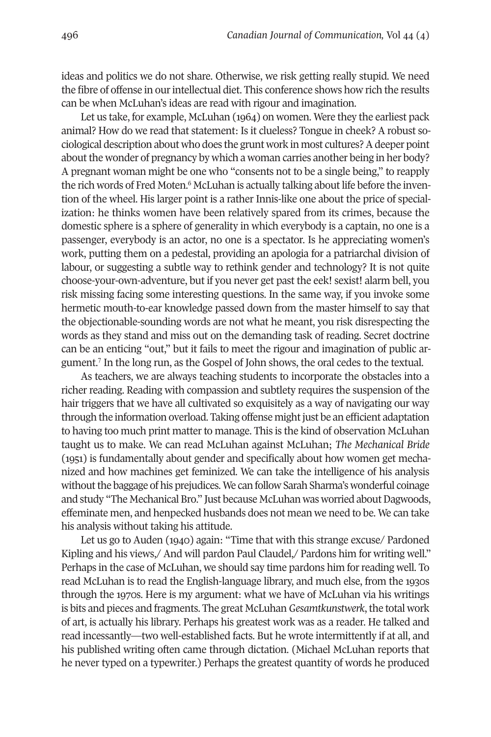ideas and politics we do not share. Otherwise, we risk getting really stupid. We need the fibre of offense in our intellectual diet. This conference shows how rich the results can be when McLuhan's ideas are read with rigour and imagination.

Let us take, for example, McLuhan (1964) on women. Were they the earliest pack animal? How do we read that statement: Is it clueless? Tongue in cheek? A robust sociological description about who does the grunt work in most cultures? A deeper point about the wonder of pregnancy by which a woman carries another being in her body? A pregnant woman might be one who "consents not to be a single being," to reapply the rich words of Fred Moten.[6] McLuhan is actually talking about life before the invention of the wheel. His larger point is a rather Innis-like one about the price of specialization: he thinks women have been relatively spared from its crimes, because the domestic sphere is a sphere of generality in which everybody is a captain, no one is a passenger, everybody is an actor, no one is a spectator. Is he appreciating women's work, putting them on a pedestal, providing an apologia for a patriarchal division of labour, or suggesting a subtle way to rethink gender and technology? It is not quite choose-your-own-adventure, but if you never get past the eek! sexist! alarm bell, you risk missing facing some interesting questions. In the same way, if you invoke some hermetic mouth-to-ear knowledge passed down from the master himself to say that the objectionable-sounding words are not what he meant, you risk disrespecting the words as they stand and miss out on the demanding task of reading. Secret doctrine can be an enticing "out," but it fails to meet the rigour and imagination of public argument.[7] In the long run, as the Gospel of John shows, the oral cedes to the textual.

As teachers, we are always teaching students to incorporate the obstacles into a richer reading. Reading with compassion and subtlety requires the suspension of the hair triggers that we have all cultivated so exquisitely as a way of navigating our way through the information overload. Taking offense might just be an efficient adaptation to having too much print matter to manage. This is the kind of observation McLuhan taught us to make. We can read McLuhan against McLuhan; *The Mechanical Bride* (1951) is fundamentally about gender and specifically about how women get mechanized and how machines get feminized. We can take the intelligence of his analysis without the baggage of his prejudices. We can follow Sarah Sharma's wonderful coinage and study "The Mechanical Bro." Just because McLuhan was worried about Dagwoods, effeminate men, and henpecked husbands does not mean we need to be. We can take his analysis without taking his attitude.

Let us go to Auden (1940) again: "Time that with this strange excuse/ Pardoned Kipling and his views,/ And will pardon Paul Claudel,/ Pardons him for writing well." Perhaps in the case of McLuhan, we should say time pardons him for reading well. To read McLuhan is to read the English-language library, and much else, from the 1930s through the 1970s. Here is my argument: what we have of McLuhan via his writings is bits and pieces and fragments. The great McLuhan *Gesamtkunstwerk*, the total work of art, is actually his library. Perhaps his greatest work was as a reader. He talked and read incessantly—two well-established facts. But he wrote intermittently if at all, and his published writing often came through dictation. (Michael McLuhan reports that he never typed on a typewriter.) Perhaps the greatest quantity of words he produced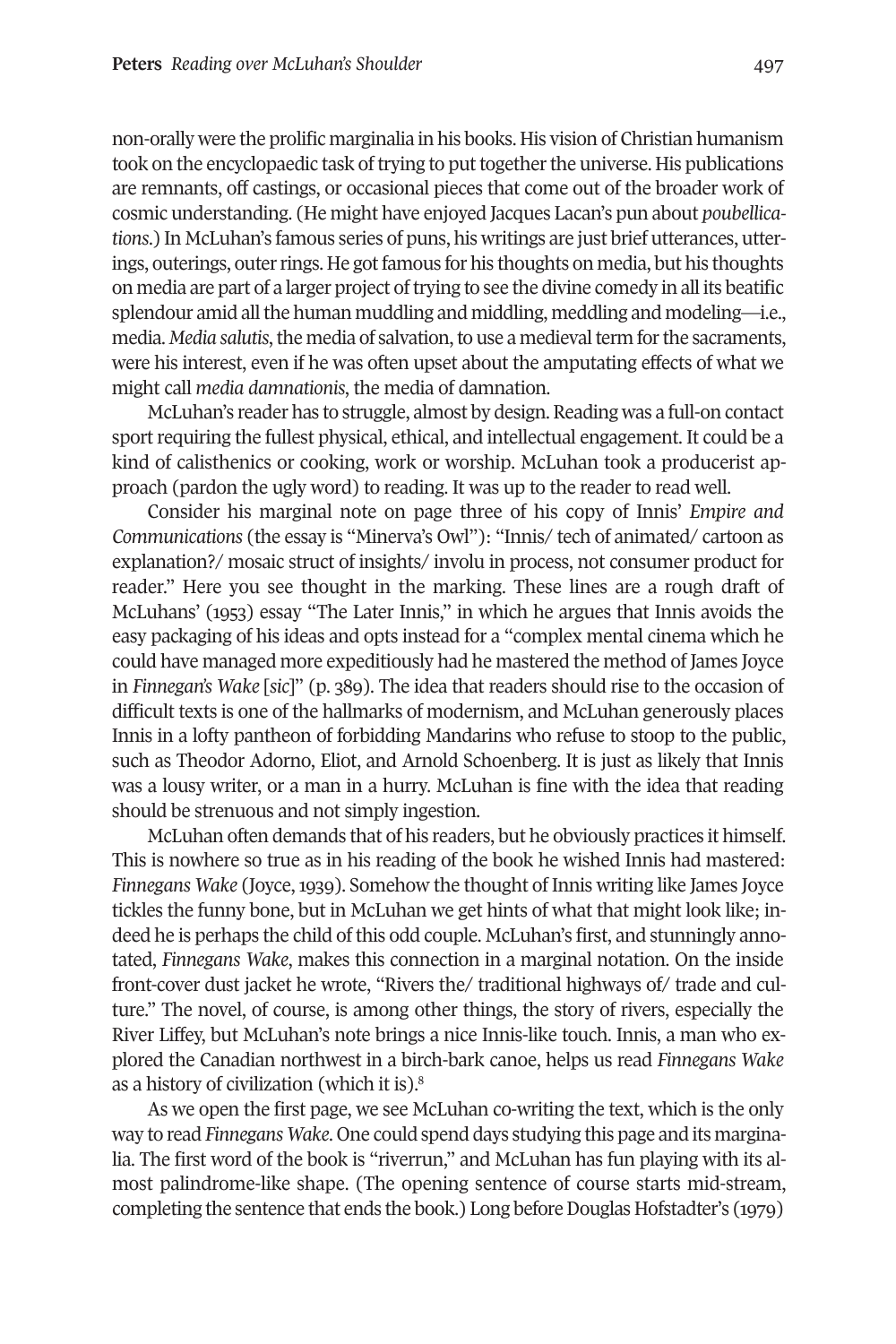non-orally were the prolific marginalia in his books. His vision of Christian humanism took on the encyclopaedic task of trying to put together the universe. His publications are remnants, off castings, or occasional pieces that come out of the broader work of cosmic understanding. (He might have enjoyed Jacques Lacan's pun about *poubellications*.) In McLuhan's famous series of puns, his writings are just brief utterances, utterings, outerings, outer rings. He got famous for his thoughts on media, but his thoughts on media are part of a larger project of trying to see the divine comedy in all its beatific splendour amid all the human muddling and middling, meddling and modeling—i.e., media. *Media salutis*, the media of salvation, to use a medieval term for the sacraments, were his interest, even if he was often upset about the amputating effects of what we might call *media damnationis*, the media of damnation.

McLuhan's reader has to struggle, almost by design. Reading was a full-on contact sport requiring the fullest physical, ethical, and intellectual engagement. It could be a kind of calisthenics or cooking, work or worship. McLuhan took a producerist approach (pardon the ugly word) to reading. It was up to the reader to read well.

Consider his marginal note on page three of his copy of Innis' *Empire and Communications* (the essay is "Minerva's Owl"): "Innis/ tech of animated/ cartoon as explanation?/ mosaic struct of insights/ involu in process, not consumer product for reader." Here you see thought in the marking. These lines are a rough draft of McLuhans' (1953) essay "The Later Innis," in which he argues that Innis avoids the easy packaging of his ideas and opts instead for a "complex mental cinema which he could have managed more expeditiously had he mastered the method of James Joyce in *Finnegan's Wake* [*sic*]" (p. 389). The idea that readers should rise to the occasion of difficult texts is one of the hallmarks of modernism, and McLuhan generously places Innis in a lofty pantheon of forbidding Mandarins who refuse to stoop to the public, such as Theodor Adorno, Eliot, and Arnold Schoenberg. It is just as likely that Innis was a lousy writer, or a man in a hurry. McLuhan is fine with the idea that reading should be strenuous and not simply ingestion.

McLuhan often demands that of his readers, but he obviously practices it himself. This is nowhere so true as in his reading of the book he wished Innis had mastered: *Finnegans Wake* (Joyce, 1939). Somehow the thought of Innis writing like James Joyce tickles the funny bone, but in McLuhan we get hints of what that might look like; indeed he is perhaps the child of this odd couple. McLuhan's first, and stunningly annotated, *Finnegans Wake*, makes this connection in a marginal notation. On the inside front-cover dust jacket he wrote, "Rivers the/ traditional highways of/ trade and culture." The novel, of course, is among other things, the story of rivers, especially the River Liffey, but McLuhan's note brings a nice Innis-like touch. Innis, a man who explored the Canadian northwest in a birch-bark canoe, helps us read *Finnegans Wake* as a history of civilization (which it is).[8]

As we open the first page, we see McLuhan co-writing the text, which is the only way to read *Finnegans Wake*. One could spend days studying this page and its marginalia. The first word of the book is "riverrun," and McLuhan has fun playing with its almost palindrome-like shape. (The opening sentence of course starts mid-stream, completing the sentence that ends the book.) Long before Douglas Hofstadter's (1979)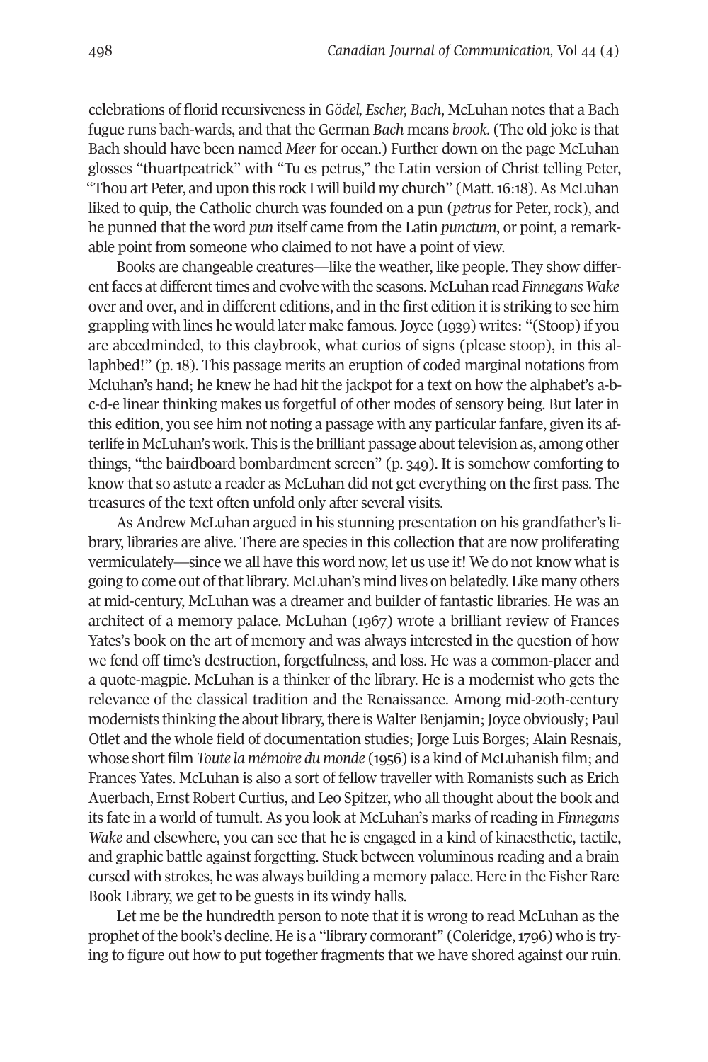celebrations of florid recursiveness in *Gödel, Escher, Bach*, McLuhan notes that a Bach fugue runs bach-wards, and that the German *Bach* means *brook*. (The old joke is that Bach should have been named *Meer* for ocean.) Further down on the page McLuhan glosses "thuartpeatrick" with "Tu es petrus," the Latin version of Christ telling Peter, "Thou art Peter, and upon this rock I will build my church" (Matt. 16:18). As McLuhan liked to quip, the Catholic church was founded on a pun (*petrus* for Peter, rock), and he punned that the word *pun* itself came from the Latin *punctum*, or point, a remarkable point from someone who claimed to not have a point of view.

Books are changeable creatures—like the weather, like people. They show different faces at different times and evolve with the seasons. McLuhan read *Finnegans Wake* over and over, and in different editions, and in the first edition it is striking to see him grappling with lines he would later make famous. Joyce (1939) writes: "(Stoop) if you are abcedminded, to this claybrook, what curios of signs (please stoop), in this allaphbed!" (p. 18). This passage merits an eruption of coded marginal notations from Mcluhan's hand; he knew he had hit the jackpot for a text on how the alphabet's a-b-c-d-e linear thinking makes us forgetful of other modes of sensory being. But later in this edition, you see him not noting a passage with any particular fanfare, given its afterlife in McLuhan's work. This is the brilliant passage about television as, among other things, "the bairdboard bombardment screen" (p. 349). It is somehow comforting to know that so astute a reader as McLuhan did not get everything on the first pass. The treasures of the text often unfold only after several visits.

As Andrew McLuhan argued in his stunning presentation on his grandfather's library, libraries are alive. There are species in this collection that are now proliferating vermiculately—since we all have this word now, let us use it! We do not know what is going to come out of that library. McLuhan's mind lives on belatedly. Like many others at mid-century, McLuhan was a dreamer and builder of fantastic libraries. He was an architect of a memory palace. McLuhan (1967) wrote a brilliant review of Frances Yates's book on the art of memory and was always interested in the question of how we fend off time's destruction, forgetfulness, and loss. He was a common-placer and a quote-magpie. McLuhan is a thinker of the library. He is a modernist who gets the relevance of the classical tradition and the Renaissance. Among mid-20th-century modernists thinking the about library, there is Walter Benjamin; Joyce obviously; Paul Otlet and the whole field of documentation studies; Jorge Luis Borges; Alain Resnais, whose short film *Toute la mémoire du monde* (1956) is a kind of McLuhanish film; and Frances Yates. McLuhan is also a sort of fellow traveller with Romanists such as Erich Auerbach, Ernst Robert Curtius, and Leo Spitzer, who all thought about the book and its fate in a world of tumult. As you look at McLuhan's marks of reading in *Finnegans Wake* and elsewhere, you can see that he is engaged in a kind of kinaesthetic, tactile, and graphic battle against forgetting. Stuck between voluminous reading and a brain cursed with strokes, he was always building a memory palace. Here in the Fisher Rare Book Library, we get to be guests in its windy halls.

Let me be the hundredth person to note that it is wrong to read McLuhan as the prophet of the book's decline. He is a "library cormorant" (Coleridge, 1796) who is trying to figure out how to put together fragments that we have shored against our ruin.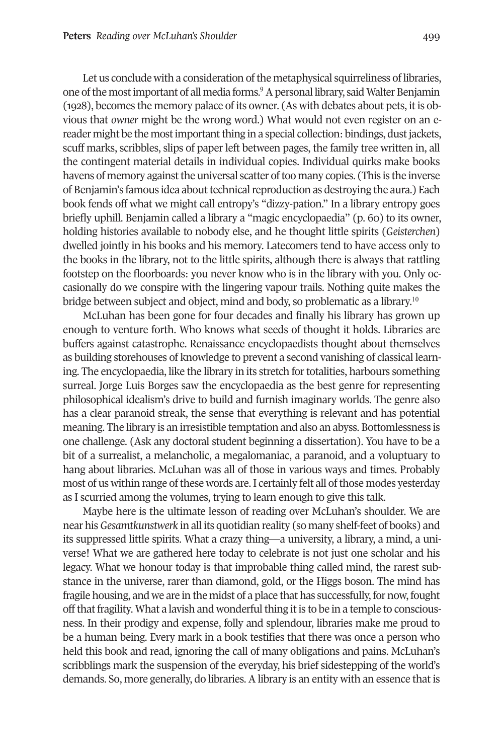Let us conclude with a consideration of the metaphysical squirreliness of libraries, one of the most important of all media forms.[9] A personal library, said Walter Benjamin (1928), becomes the memory palace of its owner. (As with debates about pets, it is obvious that *owner* might be the wrong word.) What would not even register on an e-reader might be the most important thing in a special collection: bindings, dust jackets, scuff marks, scribbles, slips of paper left between pages, the family tree written in, all the contingent material details in individual copies. Individual quirks make books havens of memory against the universal scatter of too many copies. (This is the inverse of Benjamin's famous idea about technical reproduction as destroying the aura.) Each book fends off what we might call entropy's "dizzy-pation." In a library entropy goes briefly uphill. Benjamin called a library a "magic encyclopaedia" (p. 60) to its owner, holding histories available to nobody else, and he thought little spirits (*Geisterchen*) dwelled jointly in his books and his memory. Latecomers tend to have access only to the books in the library, not to the little spirits, although there is always that rattling footstep on the floorboards: you never know who is in the library with you. Only occasionally do we conspire with the lingering vapour trails. Nothing quite makes the bridge between subject and object, mind and body, so problematic as a library.[10]

McLuhan has been gone for four decades and finally his library has grown up enough to venture forth. Who knows what seeds of thought it holds. Libraries are buffers against catastrophe. Renaissance encyclopaedists thought about themselves as building storehouses of knowledge to prevent a second vanishing of classical learning. The encyclopaedia, like the library in its stretch for totalities, harbours something surreal. Jorge Luis Borges saw the encyclopaedia as the best genre for representing philosophical idealism's drive to build and furnish imaginary worlds. The genre also has a clear paranoid streak, the sense that everything is relevant and has potential meaning. The library is an irresistible temptation and also an abyss. Bottomlessness is one challenge. (Ask any doctoral student beginning a dissertation). You have to be a bit of a surrealist, a melancholic, a megalomaniac, a paranoid, and a voluptuary to hang about libraries. McLuhan was all of those in various ways and times. Probably most of us within range of these words are. I certainly felt all of those modes yesterday as I scurried among the volumes, trying to learn enough to give this talk.

Maybe here is the ultimate lesson of reading over McLuhan's shoulder. We are near his *Gesamtkunstwerk* in all its quotidian reality (so many shelf-feet of books) and its suppressed little spirits. What a crazy thing—a university, a library, a mind, a universe! What we are gathered here today to celebrate is not just one scholar and his legacy. What we honour today is that improbable thing called mind, the rarest substance in the universe, rarer than diamond, gold, or the Higgs boson. The mind has fragile housing, and we are in the midst of a place that has successfully, for now, fought off that fragility. What a lavish and wonderful thing it is to be in a temple to consciousness. In their prodigy and expense, folly and splendour, libraries make me proud to be a human being. Every mark in a book testifies that there was once a person who held this book and read, ignoring the call of many obligations and pains. McLuhan's scribblings mark the suspension of the everyday, his brief sidestepping of the world's demands. So, more generally, do libraries. A library is an entity with an essence that is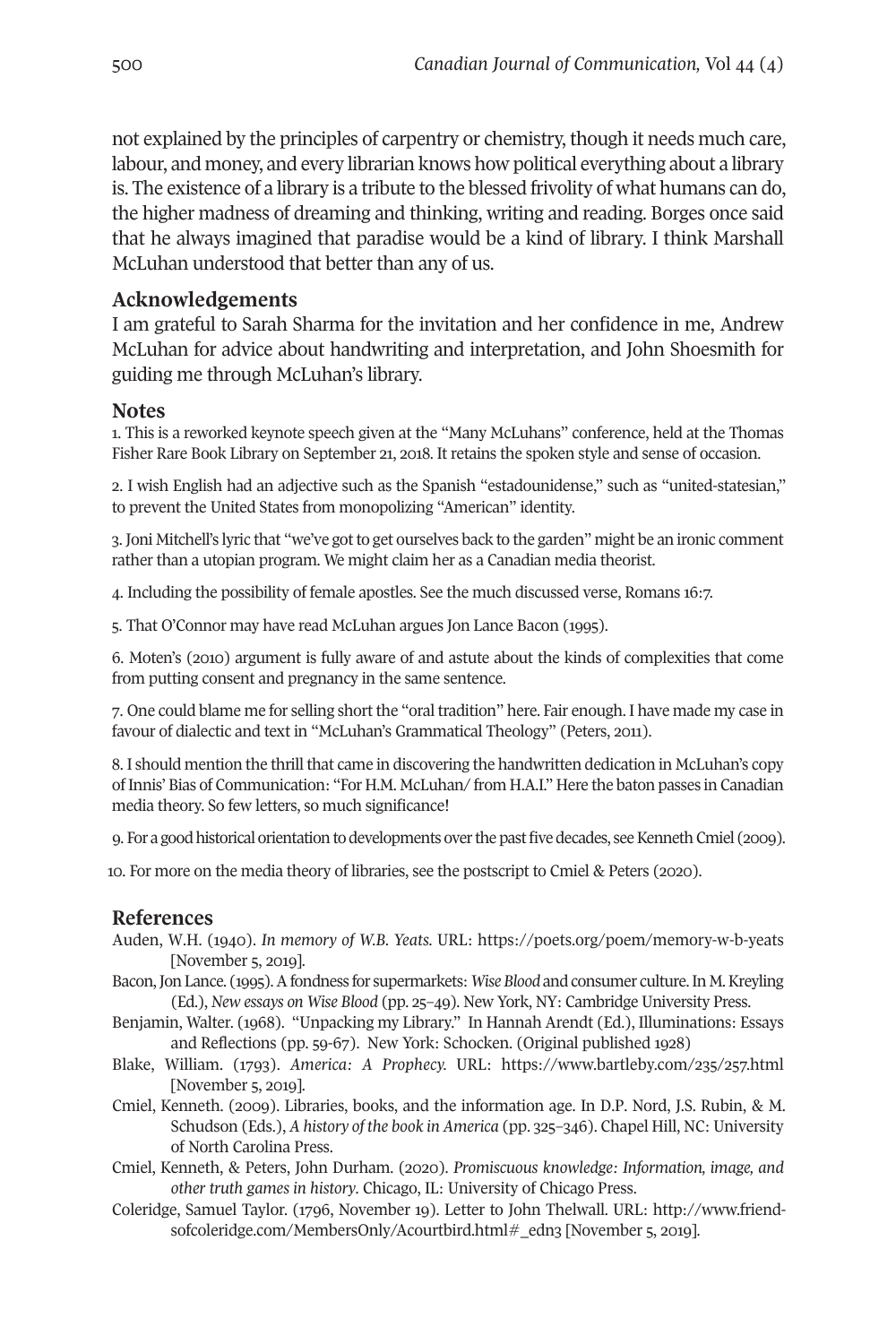not explained by the principles of carpentry or chemistry, though it needs much care, labour, and money, and every librarian knows how political everything about a library is. The existence of a library is a tribute to the blessed frivolity of what humans can do, the higher madness of dreaming and thinking, writing and reading. Borges once said that he always imagined that paradise would be a kind of library. I think Marshall McLuhan understood that better than any of us.

## Acknowledgements

I am grateful to Sarah Sharma for the invitation and her confidence in me, Andrew McLuhan for advice about handwriting and interpretation, and John Shoesmith for guiding me through McLuhan's library.

## Notes

1. This is a reworked keynote speech given at the "Many McLuhans" conference, held at the Thomas Fisher Rare Book Library on September 21, 2018. It retains the spoken style and sense of occasion.

2. I wish English had an adjective such as the Spanish "estadounidense," such as "united-statesian," to prevent the United States from monopolizing "American" identity.

3. Joni Mitchell's lyric that "we've got to get ourselves back to the garden" might be an ironic comment rather than a utopian program. We might claim her as a Canadian media theorist.

4. Including the possibility of female apostles. See the much discussed verse, Romans 16:7.

5. That O'Connor may have read McLuhan argues Jon Lance Bacon (1995).

6. Moten's (2010) argument is fully aware of and astute about the kinds of complexities that come from putting consent and pregnancy in the same sentence.

7. One could blame me for selling short the "oral tradition" here. Fair enough. I have made my case in favour of dialectic and text in "McLuhan's Grammatical Theology" (Peters, 2011).

8. I should mention the thrill that came in discovering the handwritten dedication in McLuhan's copy of Innis' Bias of Communication: "For H.M. McLuhan/ from H.A.I." Here the baton passes in Canadian media theory. So few letters, so much significance!

9. For a good historical orientation to developments over the past five decades, see Kenneth Cmiel (2009).

10. For more on the media theory of libraries, see the postscript to Cmiel & Peters (2020).

## References

Auden, W.H. (1940). *In memory of W.B. Yeats*. URL: https://poets.org/poem/memory-w-b-yeats [November 5, 2019].

Bacon, Jon Lance. (1995). A fondness for supermarkets: *Wise Blood* and consumer culture. In M. Kreyling (Ed.), *New essays on Wise Blood* (pp. 25–49). New York, NY: Cambridge University Press.

Benjamin, Walter. (1968). "Unpacking my Library." In Hannah Arendt (Ed.), Illuminations: Essays and Reflections (pp. 59-67). New York: Schocken. (Original published 1928)

Blake, William. (1793). *America: A Prophecy.* URL: https://www.bartleby.com/235/257.html [November 5, 2019].

Cmiel, Kenneth. (2009). Libraries, books, and the information age. In D.P. Nord, J.S. Rubin, & M. Schudson (Eds.), *A history of the book in America* (pp. 325–346). Chapel Hill, NC: University of North Carolina Press.

Cmiel, Kenneth, & Peters, John Durham. (2020). *Promiscuous knowledge: Information, image, and other truth games in history*. Chicago, IL: University of Chicago Press.

Coleridge, Samuel Taylor. (1796, November 19). Letter to John Thelwall. URL: http://www.friendsofcoleridge.com/MembersOnly/Acourtbird.html#_edn3 [November 5, 2019].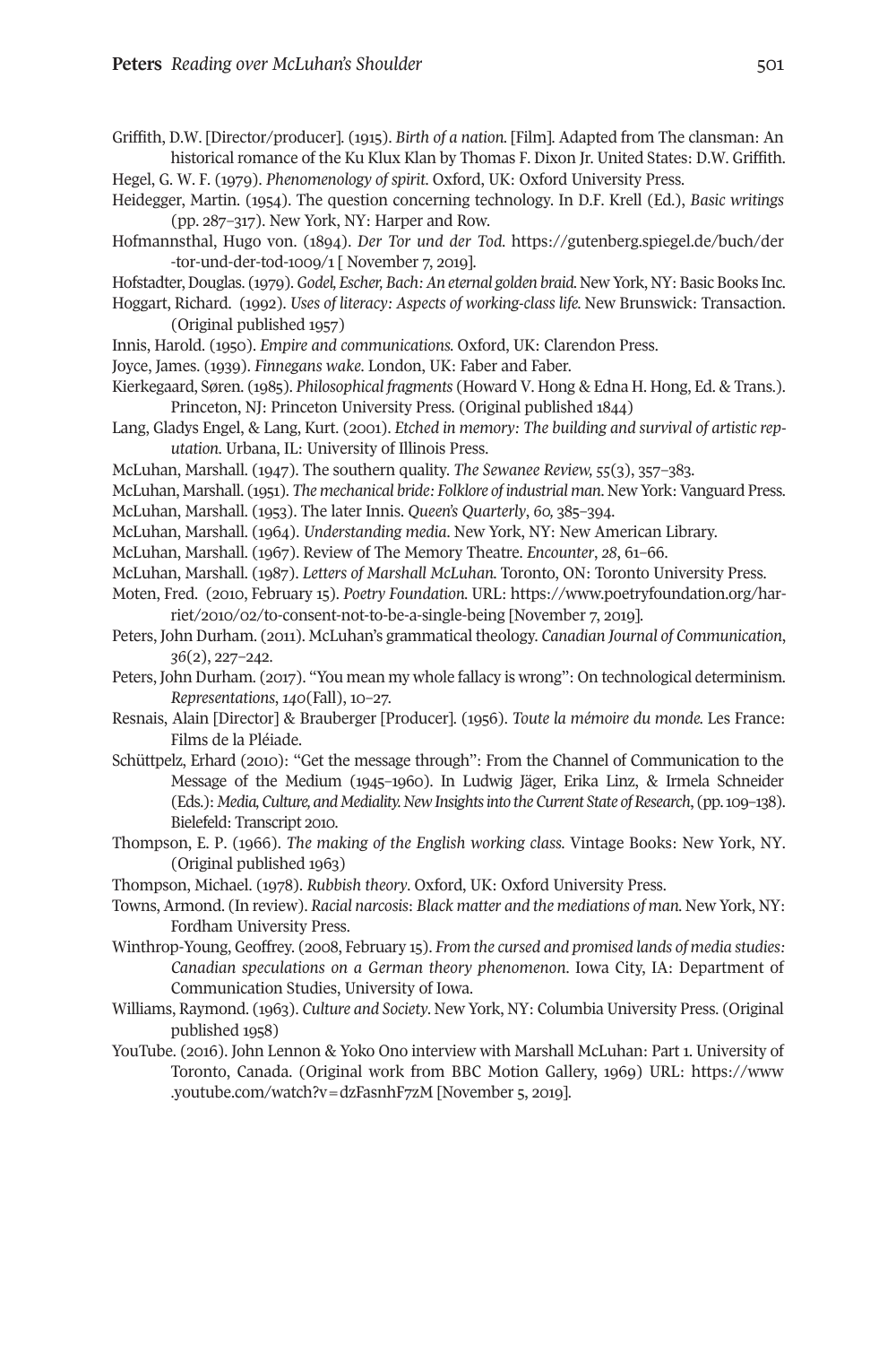Griffith, D.W. [Director/producer]. (1915). *Birth of a nation.* [Film]. Adapted from The clansman: An historical romance of the Ku Klux Klan by Thomas F. Dixon Jr. United States: D.W. Griffith.

Hegel, G. W. F. (1979). *Phenomenology of spirit*. Oxford, UK: Oxford University Press.

Heidegger, Martin. (1954). The question concerning technology. In D.F. Krell (Ed.), *Basic writings* (pp. 287–317). New York, NY: Harper and Row.

Hofmannsthal, Hugo von. (1894). *Der Tor und der Tod.* https://gutenberg.spiegel.de/buch/der-tor-und-der-tod-1009/1 [ November 7, 2019].

Hofstadter, Douglas. (1979). *Godel, Escher, Bach: An eternal golden braid.* New York, NY: Basic Books Inc.

Hoggart, Richard. (1992). *Uses of literacy: Aspects of working-class life.* New Brunswick: Transaction. (Original published 1957)

Innis, Harold. (1950). *Empire and communications.* Oxford, UK: Clarendon Press.

Joyce, James. (1939). *Finnegans wake*. London, UK: Faber and Faber.

Kierkegaard, Søren. (1985). *Philosophical fragments* (Howard V. Hong & Edna H. Hong, Ed. & Trans.). Princeton, NJ: Princeton University Press. (Original published 1844)

Lang, Gladys Engel, & Lang, Kurt. (2001). *Etched in memory: The building and survival of artistic reputation.* Urbana, IL: University of Illinois Press.

McLuhan, Marshall. (1947). The southern quality. *The Sewanee Review, 55*(3), 357–383.

McLuhan, Marshall. (1951). *The mechanical bride: Folklore of industrial man.* New York: Vanguard Press.

McLuhan, Marshall. (1953). The later Innis. *Queen's Quarterly*, *60,* 385–394.

McLuhan, Marshall. (1964). *Understanding media*. New York, NY: New American Library.

McLuhan, Marshall. (1967). Review of The Memory Theatre. *Encounter*, *28*, 61–66.

McLuhan, Marshall. (1987). *Letters of Marshall McLuhan.* Toronto, ON: Toronto University Press.

Moten, Fred. (2010, February 15). *Poetry Foundation.* URL: https://www.poetryfoundation.org/harriet/2010/02/to-consent-not-to-be-a-single-being [November 7, 2019].

Peters, John Durham. (2011). McLuhan's grammatical theology. *Canadian Journal of Communication*, *36*(2), 227–242.

Peters, John Durham. (2017). "You mean my whole fallacy is wrong": On technological determinism. *Representations*, *140*(Fall), 10–27.

Resnais, Alain [Director] & Brauberger [Producer]. (1956). *Toute la mémoire du monde.* Les France: Films de la Pléiade.

Schüttpelz, Erhard (2010): "Get the message through": From the Channel of Communication to the Message of the Medium (1945–1960). In Ludwig Jäger, Erika Linz, & Irmela Schneider (Eds.): *Media, Culture, and Mediality. New Insights into the Current State of Research*, (pp. 109–138). Bielefeld: Transcript 2010.

Thompson, E. P. (1966). *The making of the English working class.* Vintage Books: New York, NY. (Original published 1963)

Thompson, Michael. (1978). *Rubbish theory*. Oxford, UK: Oxford University Press.

Towns, Armond. (In review). *Racial narcosis*: *Black matter and the mediations of man.* New York, NY: Fordham University Press.

Winthrop-Young, Geoffrey. (2008, February 15). *From the cursed and promised lands of media studies: Canadian speculations on a German theory phenomenon*. Iowa City, IA: Department of Communication Studies, University of Iowa.

Williams, Raymond. (1963). *Culture and Society*. New York, NY: Columbia University Press. (Original published 1958)

YouTube. (2016). John Lennon & Yoko Ono interview with Marshall McLuhan: Part 1. University of Toronto, Canada. (Original work from BBC Motion Gallery, 1969) URL: https://www.youtube.com/watch?v=dzFasnhF7zM [November 5, 2019].